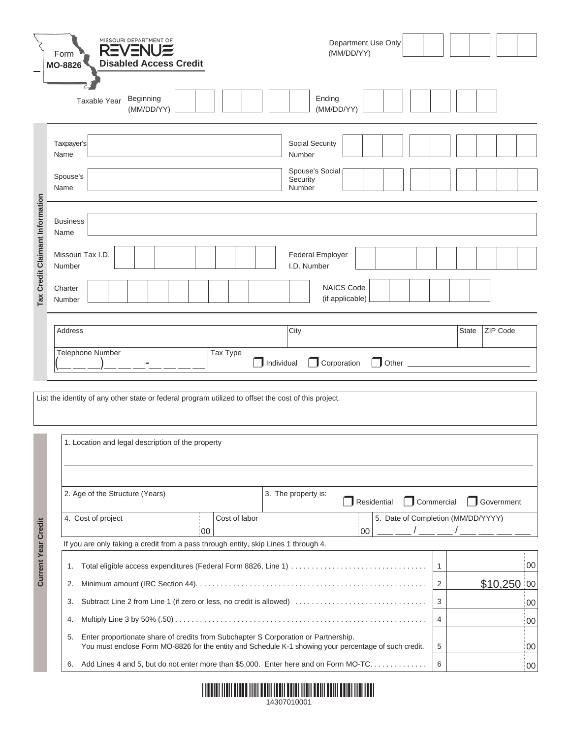Form **MO-8826**

MISSOURI DEPARTMENT OF REVENUE

# Disabled Access Credit

Department Use Only (MM/DD/YY)

Taxable Year Beginning (MM/DD/YY) | Ending (MM/DD/YY)

## Tax Credit Claimant Information

| | |
|---|---|
| Taxpayer's Name | Social Security Number |
| Spouse's Name | Spouse's Social Security Number |
| Business Name | |
| Missouri Tax I.D. Number | Federal Employer I.D. Number |
| Charter Number | NAICS Code (if applicable) |

| Address | City | State | ZIP Code |
|---|---|---|---|
| Telephone Number (\_\_\_ \_\_\_ \_\_\_)\_\_\_ \_\_\_ \_\_\_-\_\_\_ \_\_\_ \_\_\_ \_\_\_ | Tax Type ☐ Individual ☐ Corporation ☐ Other \_\_\_\_\_\_\_\_\_\_ | | |

List the identity of any other state or federal program utilized to offset the cost of this project.

## Current Year Credit

1. Location and legal description of the property

| 2. Age of the Structure (Years) | 3. The property is: ☐ Residential ☐ Commercial ☐ Government | |
|---|---|---|
| 4. Cost of project .00 | Cost of labor .00 | 5. Date of Completion (MM/DD/YYYY) \_\_\_ \_\_\_ / \_\_\_ \_\_\_ / \_\_\_ \_\_\_ \_\_\_ \_\_\_ |

If you are only taking a credit from a pass through entity, skip Lines 1 through 4.

| | | Line | Amount |
|---|---|---|---|
| 1. | Total eligible access expenditures (Federal Form 8826, Line 1) | 1 | 00 |
| 2. | Minimum amount (IRC Section 44) | 2 | $10,250 00 |
| 3. | Subtract Line 2 from Line 1 (if zero or less, no credit is allowed) | 3 | 00 |
| 4. | Multiply Line 3 by 50% (.50) | 4 | 00 |
| 5. | Enter proportionate share of credits from Subchapter S Corporation or Partnership. You must enclose Form MO-8826 for the entity and Schedule K-1 showing your percentage of such credit. | 5 | 00 |
| 6. | Add Lines 4 and 5, but do not enter more than $5,000. Enter here and on Form MO-TC | 6 | 00 |

14307010001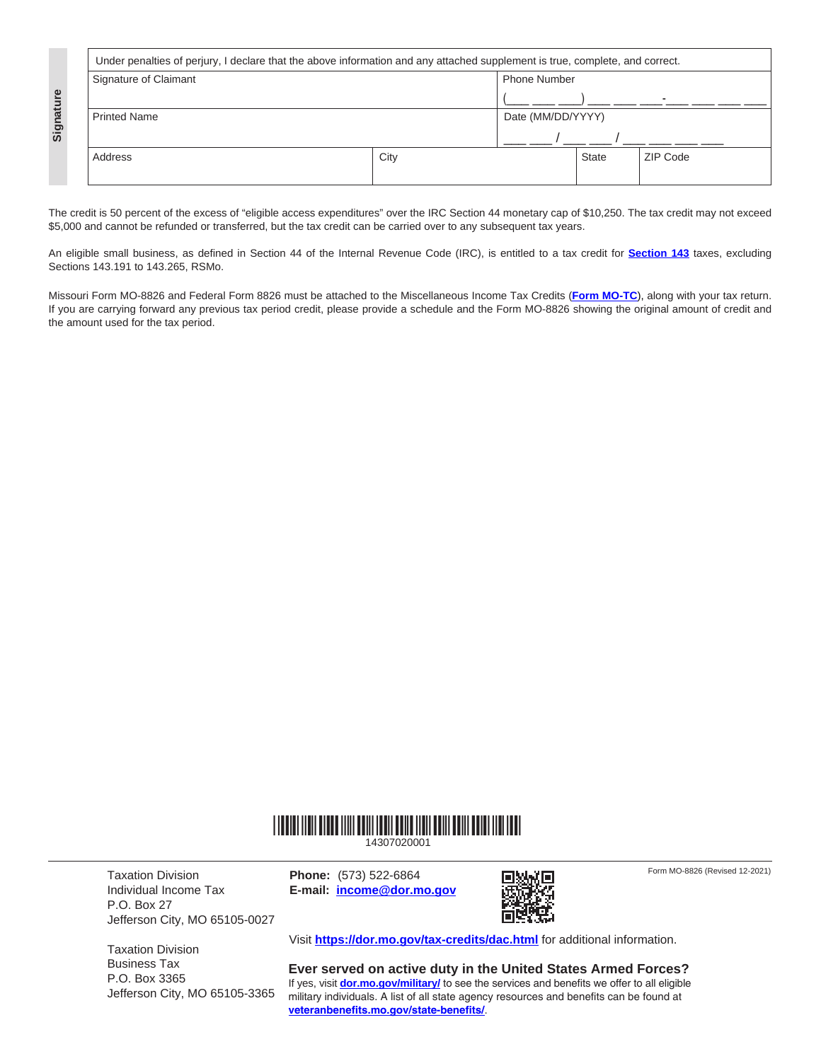**Signature**

| Under penalties of perjury, I declare that the above information and any attached supplement is true, complete, and correct. | | | |
|---|---|---|---|
| Signature of Claimant | | Phone Number (\_\_\_ \_\_\_ \_\_\_) \_\_\_ \_\_\_ \_\_\_ - \_\_\_ \_\_\_ \_\_\_ \_\_\_ | |
| Printed Name | | Date (MM/DD/YYYY) \_\_\_ \_\_\_ / \_\_\_ \_\_\_ / \_\_\_ \_\_\_ \_\_\_ \_\_\_ | |
| Address | City | State | ZIP Code |

The credit is 50 percent of the excess of "eligible access expenditures" over the IRC Section 44 monetary cap of $10,250. The tax credit may not exceed $5,000 and cannot be refunded or transferred, but the tax credit can be carried over to any subsequent tax years.

An eligible small business, as defined in Section 44 of the Internal Revenue Code (IRC), is entitled to a tax credit for **Section 143** taxes, excluding Sections 143.191 to 143.265, RSMo.

Missouri Form MO-8826 and Federal Form 8826 must be attached to the Miscellaneous Income Tax Credits (**Form MO-TC**), along with your tax return. If you are carrying forward any previous tax period credit, please provide a schedule and the Form MO-8826 showing the original amount of credit and the amount used for the tax period.

14307020001

Taxation Division
Individual Income Tax
P.O. Box 27
Jefferson City, MO 65105-0027

Taxation Division
Business Tax
P.O. Box 3365
Jefferson City, MO 65105-3365

**Phone:** (573) 522-6864
**E-mail:** **income@dor.mo.gov**

Form MO-8826 (Revised 12-2021)

Visit **https://dor.mo.gov/tax-credits/dac.html** for additional information.

**Ever served on active duty in the United States Armed Forces?**
If yes, visit **dor.mo.gov/military/** to see the services and benefits we offer to all eligible military individuals. A list of all state agency resources and benefits can be found at **veteranbenefits.mo.gov/state-benefits/**.